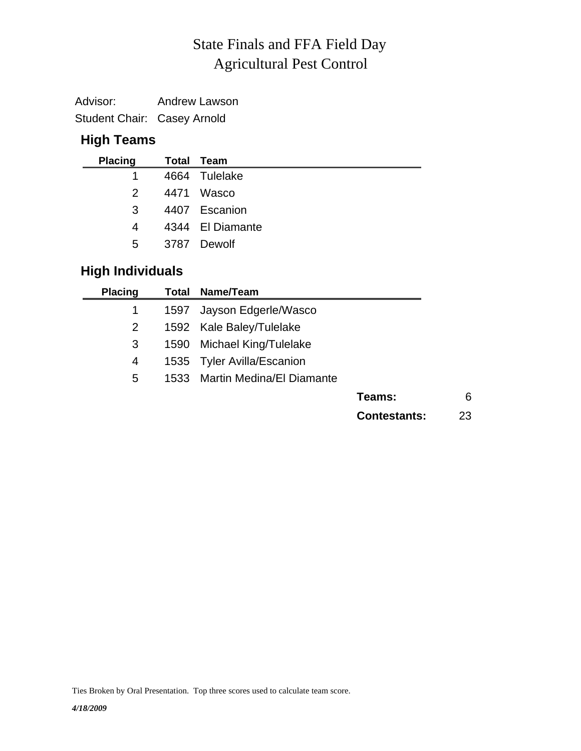# State Finals and FFA Field Day
# Agricultural Pest Control

Advisor: Andrew Lawson

Student Chair: Casey Arnold

## High Teams

| Placing | Total | Team |
|---|---|---|
| 1 | 4664 | Tulelake |
| 2 | 4471 | Wasco |
| 3 | 4407 | Escanion |
| 4 | 4344 | El Diamante |
| 5 | 3787 | Dewolf |

## High Individuals

| Placing | Total | Name/Team |
|---|---|---|
| 1 | 1597 | Jayson Edgerle/Wasco |
| 2 | 1592 | Kale Baley/Tulelake |
| 3 | 1590 | Michael King/Tulelake |
| 4 | 1535 | Tyler Avilla/Escanion |
| 5 | 1533 | Martin Medina/El Diamante |

**Teams:** 6

**Contestants:** 23

Ties Broken by Oral Presentation. Top three scores used to calculate team score.

*4/18/2009*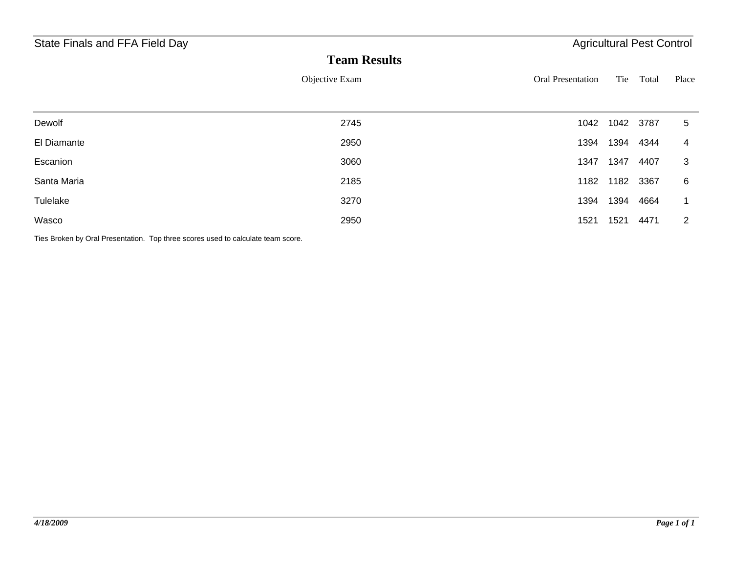State Finals and FFA Field Day

Agricultural Pest Control

## Team Results

| | Objective Exam | Oral Presentation | Tie | Total | Place |
|---|---|---|---|---|---|
| Dewolf | 2745 | 1042 | 1042 | 3787 | 5 |
| El Diamante | 2950 | 1394 | 1394 | 4344 | 4 |
| Escanion | 3060 | 1347 | 1347 | 4407 | 3 |
| Santa Maria | 2185 | 1182 | 1182 | 3367 | 6 |
| Tulelake | 3270 | 1394 | 1394 | 4664 | 1 |
| Wasco | 2950 | 1521 | 1521 | 4471 | 2 |

Ties Broken by Oral Presentation. Top three scores used to calculate team score.

*4/18/2009*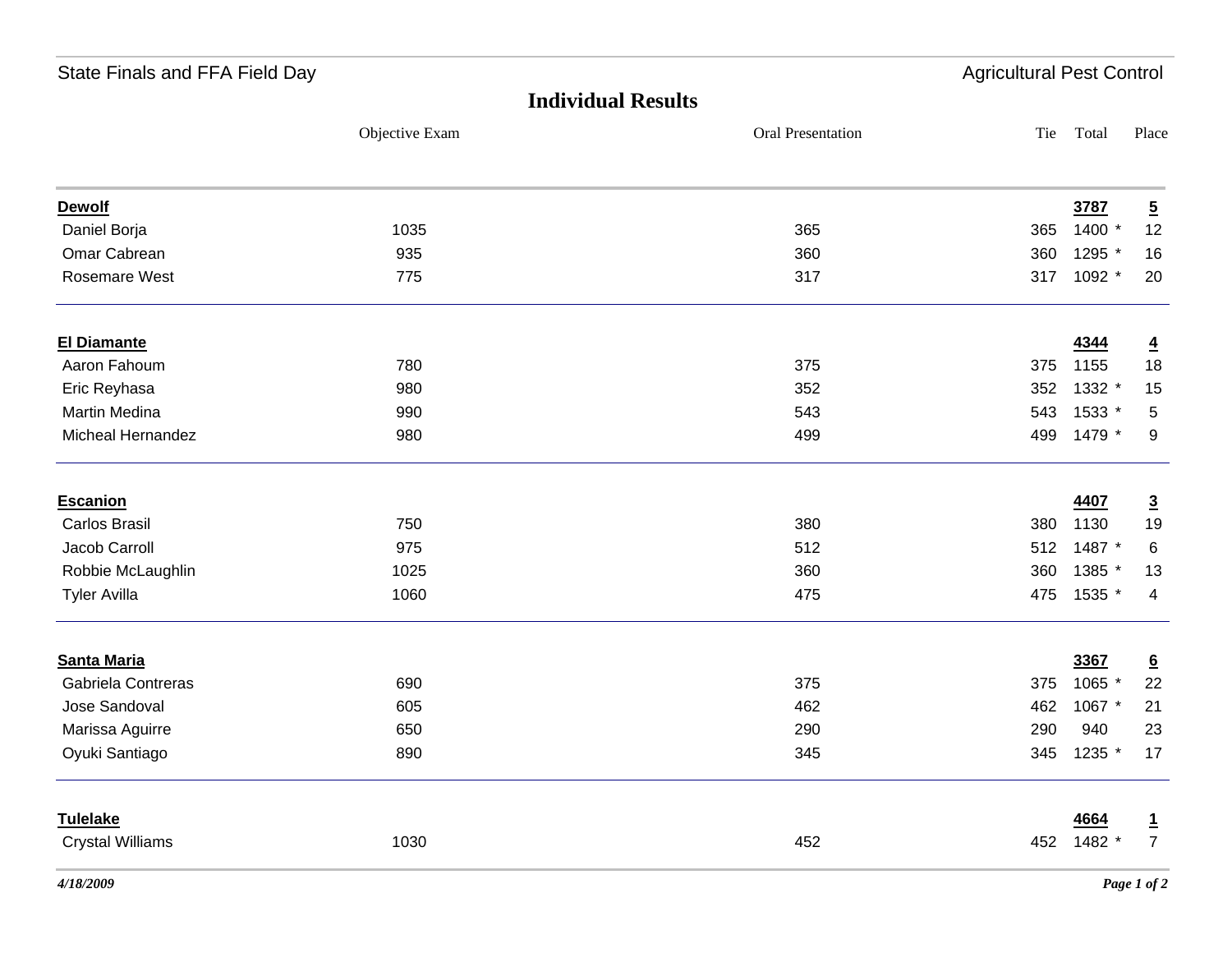State Finals and FFA Field Day — Agricultural Pest Control

## Individual Results

| | Objective Exam | Oral Presentation | Tie | Total | Place |
|---|---|---|---|---|---|
| **Dewolf** | | | | **3787** | **5** |
| Daniel Borja | 1035 | 365 | 365 | 1400 * | 12 |
| Omar Cabrean | 935 | 360 | 360 | 1295 * | 16 |
| Rosemare West | 775 | 317 | 317 | 1092 * | 20 |
| **El Diamante** | | | | **4344** | **4** |
| Aaron Fahoum | 780 | 375 | 375 | 1155 | 18 |
| Eric Reyhasa | 980 | 352 | 352 | 1332 * | 15 |
| Martin Medina | 990 | 543 | 543 | 1533 * | 5 |
| Micheal Hernandez | 980 | 499 | 499 | 1479 * | 9 |
| **Escanion** | | | | **4407** | **3** |
| Carlos Brasil | 750 | 380 | 380 | 1130 | 19 |
| Jacob Carroll | 975 | 512 | 512 | 1487 * | 6 |
| Robbie McLaughlin | 1025 | 360 | 360 | 1385 * | 13 |
| Tyler Avilla | 1060 | 475 | 475 | 1535 * | 4 |
| **Santa Maria** | | | | **3367** | **6** |
| Gabriela Contreras | 690 | 375 | 375 | 1065 * | 22 |
| Jose Sandoval | 605 | 462 | 462 | 1067 * | 21 |
| Marissa Aguirre | 650 | 290 | 290 | 940 | 23 |
| Oyuki Santiago | 890 | 345 | 345 | 1235 * | 17 |
| **Tulelake** | | | | **4664** | **1** |
| Crystal Williams | 1030 | 452 | 452 | 1482 * | 7 |

*4/18/2009*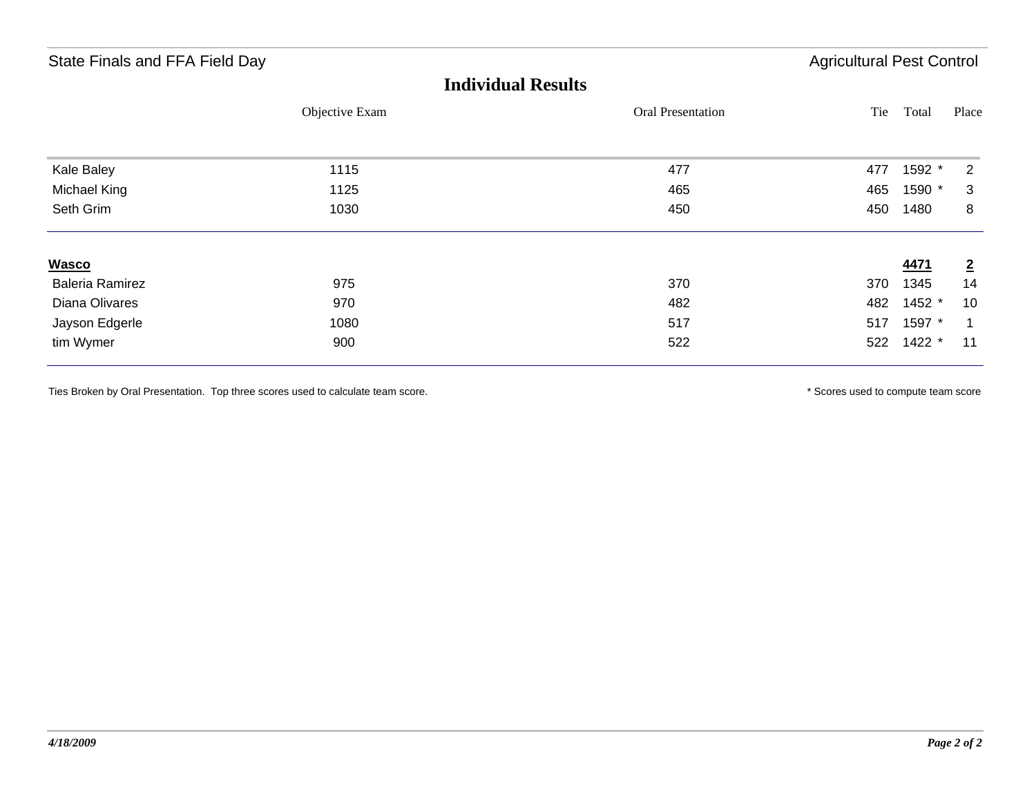## Individual Results

| | Objective Exam | Oral Presentation | Tie | Total | Place |
|---|---|---|---|---|---|
| Kale Baley | 1115 | 477 | 477 | 1592 * | 2 |
| Michael King | 1125 | 465 | 465 | 1590 * | 3 |
| Seth Grim | 1030 | 450 | 450 | 1480 | 8 |
| **Wasco** | | | | **4471** | **2** |
| Baleria Ramirez | 975 | 370 | 370 | 1345 | 14 |
| Diana Olivares | 970 | 482 | 482 | 1452 * | 10 |
| Jayson Edgerle | 1080 | 517 | 517 | 1597 * | 1 |
| tim Wymer | 900 | 522 | 522 | 1422 * | 11 |

Ties Broken by Oral Presentation. Top three scores used to calculate team score.

* Scores used to compute team score